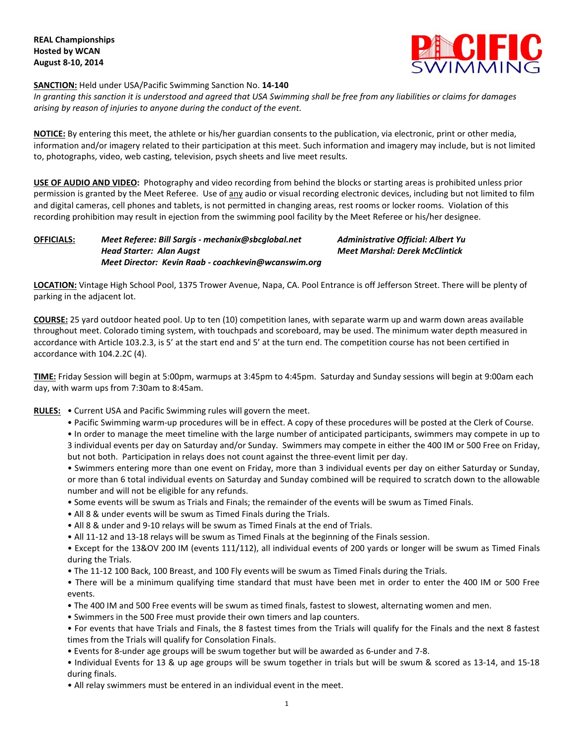**REAL Championships**
**Hosted by WCAN**
**August 8-10, 2014**

**SANCTION:** Held under USA/Pacific Swimming Sanction No. **14-140**
*In granting this sanction it is understood and agreed that USA Swimming shall be free from any liabilities or claims for damages arising by reason of injuries to anyone during the conduct of the event.*

**NOTICE:** By entering this meet, the athlete or his/her guardian consents to the publication, via electronic, print or other media, information and/or imagery related to their participation at this meet. Such information and imagery may include, but is not limited to, photographs, video, web casting, television, psych sheets and live meet results.

**USE OF AUDIO AND VIDEO:** Photography and video recording from behind the blocks or starting areas is prohibited unless prior permission is granted by the Meet Referee. Use of any audio or visual recording electronic devices, including but not limited to film and digital cameras, cell phones and tablets, is not permitted in changing areas, rest rooms or locker rooms. Violation of this recording prohibition may result in ejection from the swimming pool facility by the Meet Referee or his/her designee.

**OFFICIALS:**
*Meet Referee: Bill Sargis - mechanix@sbcglobal.net*
*Head Starter: Alan Augst*
*Meet Director: Kevin Raab - coachkevin@wcanswim.org*
*Administrative Official: Albert Yu*
*Meet Marshal: Derek McClintick*

**LOCATION:** Vintage High School Pool, 1375 Trower Avenue, Napa, CA. Pool Entrance is off Jefferson Street. There will be plenty of parking in the adjacent lot.

**COURSE:** 25 yard outdoor heated pool. Up to ten (10) competition lanes, with separate warm up and warm down areas available throughout meet. Colorado timing system, with touchpads and scoreboard, may be used. The minimum water depth measured in accordance with Article 103.2.3, is 5' at the start end and 5' at the turn end. The competition course has not been certified in accordance with 104.2.2C (4).

**TIME:** Friday Session will begin at 5:00pm, warmups at 3:45pm to 4:45pm. Saturday and Sunday sessions will begin at 9:00am each day, with warm ups from 7:30am to 8:45am.

**RULES:**

- Current USA and Pacific Swimming rules will govern the meet.
- Pacific Swimming warm-up procedures will be in effect. A copy of these procedures will be posted at the Clerk of Course.
- In order to manage the meet timeline with the large number of anticipated participants, swimmers may compete in up to 3 individual events per day on Saturday and/or Sunday. Swimmers may compete in either the 400 IM or 500 Free on Friday, but not both. Participation in relays does not count against the three-event limit per day.
- Swimmers entering more than one event on Friday, more than 3 individual events per day on either Saturday or Sunday, or more than 6 total individual events on Saturday and Sunday combined will be required to scratch down to the allowable number and will not be eligible for any refunds.
- Some events will be swum as Trials and Finals; the remainder of the events will be swum as Timed Finals.
- All 8 & under events will be swum as Timed Finals during the Trials.
- All 8 & under and 9-10 relays will be swum as Timed Finals at the end of Trials.
- All 11-12 and 13-18 relays will be swum as Timed Finals at the beginning of the Finals session.
- Except for the 13&OV 200 IM (events 111/112), all individual events of 200 yards or longer will be swum as Timed Finals during the Trials.
- The 11-12 100 Back, 100 Breast, and 100 Fly events will be swum as Timed Finals during the Trials.
- There will be a minimum qualifying time standard that must have been met in order to enter the 400 IM or 500 Free events.
- The 400 IM and 500 Free events will be swum as timed finals, fastest to slowest, alternating women and men.
- Swimmers in the 500 Free must provide their own timers and lap counters.
- For events that have Trials and Finals, the 8 fastest times from the Trials will qualify for the Finals and the next 8 fastest times from the Trials will qualify for Consolation Finals.
- Events for 8-under age groups will be swum together but will be awarded as 6-under and 7-8.
- Individual Events for 13 & up age groups will be swum together in trials but will be swum & scored as 13-14, and 15-18 during finals.
- All relay swimmers must be entered in an individual event in the meet.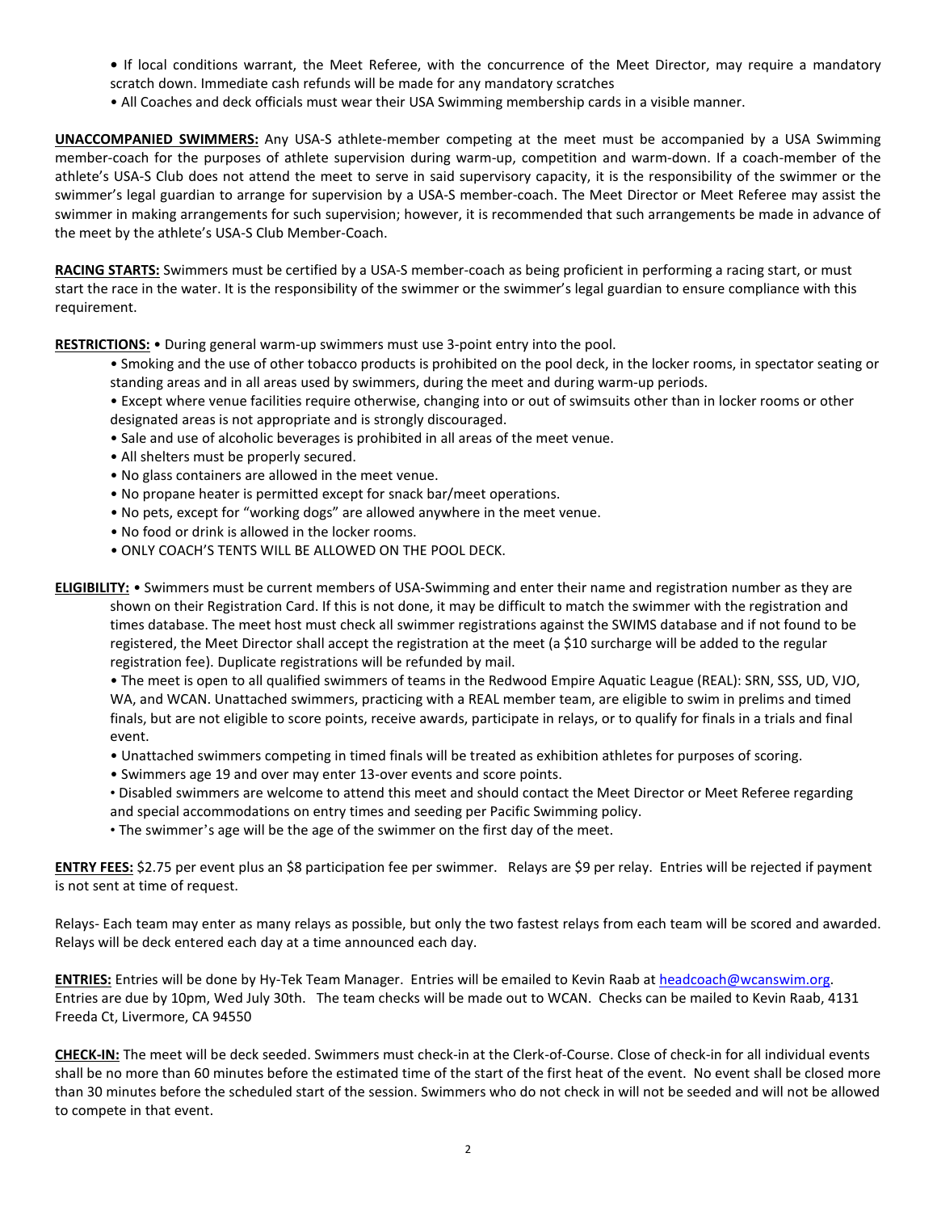- If local conditions warrant, the Meet Referee, with the concurrence of the Meet Director, may require a mandatory scratch down. Immediate cash refunds will be made for any mandatory scratches
- All Coaches and deck officials must wear their USA Swimming membership cards in a visible manner.

**UNACCOMPANIED SWIMMERS:** Any USA-S athlete-member competing at the meet must be accompanied by a USA Swimming member-coach for the purposes of athlete supervision during warm-up, competition and warm-down. If a coach-member of the athlete's USA-S Club does not attend the meet to serve in said supervisory capacity, it is the responsibility of the swimmer or the swimmer's legal guardian to arrange for supervision by a USA-S member-coach. The Meet Director or Meet Referee may assist the swimmer in making arrangements for such supervision; however, it is recommended that such arrangements be made in advance of the meet by the athlete's USA-S Club Member-Coach.

**RACING STARTS:** Swimmers must be certified by a USA-S member-coach as being proficient in performing a racing start, or must start the race in the water. It is the responsibility of the swimmer or the swimmer's legal guardian to ensure compliance with this requirement.

**RESTRICTIONS:**
- During general warm-up swimmers must use 3-point entry into the pool.
- Smoking and the use of other tobacco products is prohibited on the pool deck, in the locker rooms, in spectator seating or standing areas and in all areas used by swimmers, during the meet and during warm-up periods.
- Except where venue facilities require otherwise, changing into or out of swimsuits other than in locker rooms or other designated areas is not appropriate and is strongly discouraged.
- Sale and use of alcoholic beverages is prohibited in all areas of the meet venue.
- All shelters must be properly secured.
- No glass containers are allowed in the meet venue.
- No propane heater is permitted except for snack bar/meet operations.
- No pets, except for "working dogs" are allowed anywhere in the meet venue.
- No food or drink is allowed in the locker rooms.
- ONLY COACH'S TENTS WILL BE ALLOWED ON THE POOL DECK.

**ELIGIBILITY:**
- Swimmers must be current members of USA-Swimming and enter their name and registration number as they are shown on their Registration Card. If this is not done, it may be difficult to match the swimmer with the registration and times database. The meet host must check all swimmer registrations against the SWIMS database and if not found to be registered, the Meet Director shall accept the registration at the meet (a $10 surcharge will be added to the regular registration fee). Duplicate registrations will be refunded by mail.
- The meet is open to all qualified swimmers of teams in the Redwood Empire Aquatic League (REAL): SRN, SSS, UD, VJO, WA, and WCAN. Unattached swimmers, practicing with a REAL member team, are eligible to swim in prelims and timed finals, but are not eligible to score points, receive awards, participate in relays, or to qualify for finals in a trials and final event.
- Unattached swimmers competing in timed finals will be treated as exhibition athletes for purposes of scoring.
- Swimmers age 19 and over may enter 13-over events and score points.
- Disabled swimmers are welcome to attend this meet and should contact the Meet Director or Meet Referee regarding and special accommodations on entry times and seeding per Pacific Swimming policy.
- The swimmer's age will be the age of the swimmer on the first day of the meet.

**ENTRY FEES:** $2.75 per event plus an $8 participation fee per swimmer. Relays are $9 per relay. Entries will be rejected if payment is not sent at time of request.

Relays- Each team may enter as many relays as possible, but only the two fastest relays from each team will be scored and awarded. Relays will be deck entered each day at a time announced each day.

**ENTRIES:** Entries will be done by Hy-Tek Team Manager. Entries will be emailed to Kevin Raab at headcoach@wcanswim.org. Entries are due by 10pm, Wed July 30th. The team checks will be made out to WCAN. Checks can be mailed to Kevin Raab, 4131 Freeda Ct, Livermore, CA 94550

**CHECK-IN:** The meet will be deck seeded. Swimmers must check-in at the Clerk-of-Course. Close of check-in for all individual events shall be no more than 60 minutes before the estimated time of the start of the first heat of the event. No event shall be closed more than 30 minutes before the scheduled start of the session. Swimmers who do not check in will not be seeded and will not be allowed to compete in that event.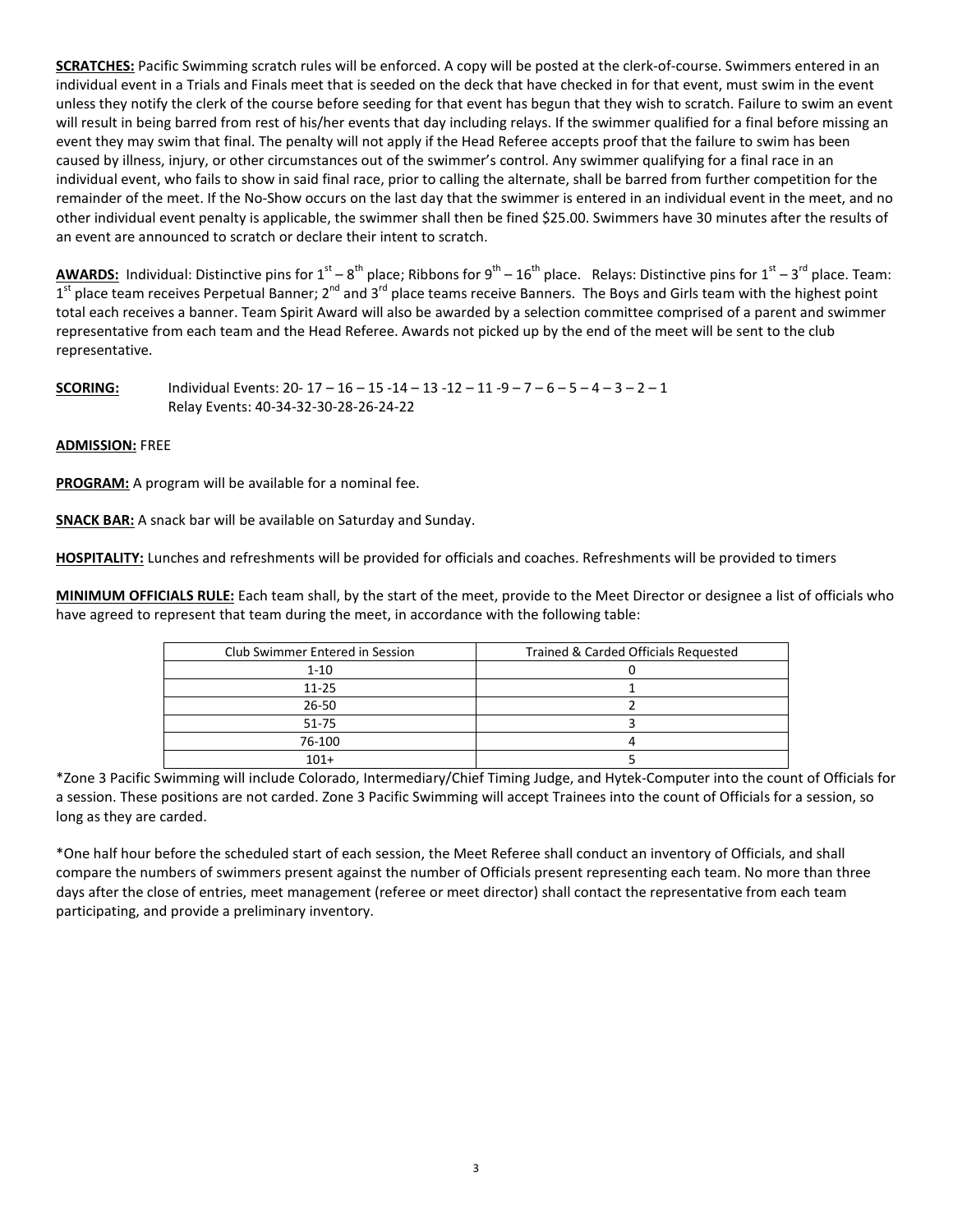**SCRATCHES:** Pacific Swimming scratch rules will be enforced. A copy will be posted at the clerk-of-course. Swimmers entered in an individual event in a Trials and Finals meet that is seeded on the deck that have checked in for that event, must swim in the event unless they notify the clerk of the course before seeding for that event has begun that they wish to scratch. Failure to swim an event will result in being barred from rest of his/her events that day including relays. If the swimmer qualified for a final before missing an event they may swim that final. The penalty will not apply if the Head Referee accepts proof that the failure to swim has been caused by illness, injury, or other circumstances out of the swimmer's control. Any swimmer qualifying for a final race in an individual event, who fails to show in said final race, prior to calling the alternate, shall be barred from further competition for the remainder of the meet. If the No-Show occurs on the last day that the swimmer is entered in an individual event in the meet, and no other individual event penalty is applicable, the swimmer shall then be fined $25.00. Swimmers have 30 minutes after the results of an event are announced to scratch or declare their intent to scratch.

**AWARDS:** Individual: Distinctive pins for 1st – 8th place; Ribbons for 9th – 16th place. Relays: Distinctive pins for 1st – 3rd place. Team: 1st place team receives Perpetual Banner; 2nd and 3rd place teams receive Banners. The Boys and Girls team with the highest point total each receives a banner. Team Spirit Award will also be awarded by a selection committee comprised of a parent and swimmer representative from each team and the Head Referee. Awards not picked up by the end of the meet will be sent to the club representative.

**SCORING:** Individual Events: 20- 17 – 16 – 15 -14 – 13 -12 – 11 -9 – 7 – 6 – 5 – 4 – 3 – 2 – 1
Relay Events: 40-34-32-30-28-26-24-22

**ADMISSION:** FREE

**PROGRAM:** A program will be available for a nominal fee.

**SNACK BAR:** A snack bar will be available on Saturday and Sunday.

**HOSPITALITY:** Lunches and refreshments will be provided for officials and coaches. Refreshments will be provided to timers

**MINIMUM OFFICIALS RULE:** Each team shall, by the start of the meet, provide to the Meet Director or designee a list of officials who have agreed to represent that team during the meet, in accordance with the following table:

| Club Swimmer Entered in Session | Trained & Carded Officials Requested |
|---|---|
| 1-10 | 0 |
| 11-25 | 1 |
| 26-50 | 2 |
| 51-75 | 3 |
| 76-100 | 4 |
| 101+ | 5 |

*Zone 3 Pacific Swimming will include Colorado, Intermediary/Chief Timing Judge, and Hytek-Computer into the count of Officials for a session. These positions are not carded. Zone 3 Pacific Swimming will accept Trainees into the count of Officials for a session, so long as they are carded.

*One half hour before the scheduled start of each session, the Meet Referee shall conduct an inventory of Officials, and shall compare the numbers of swimmers present against the number of Officials present representing each team. No more than three days after the close of entries, meet management (referee or meet director) shall contact the representative from each team participating, and provide a preliminary inventory.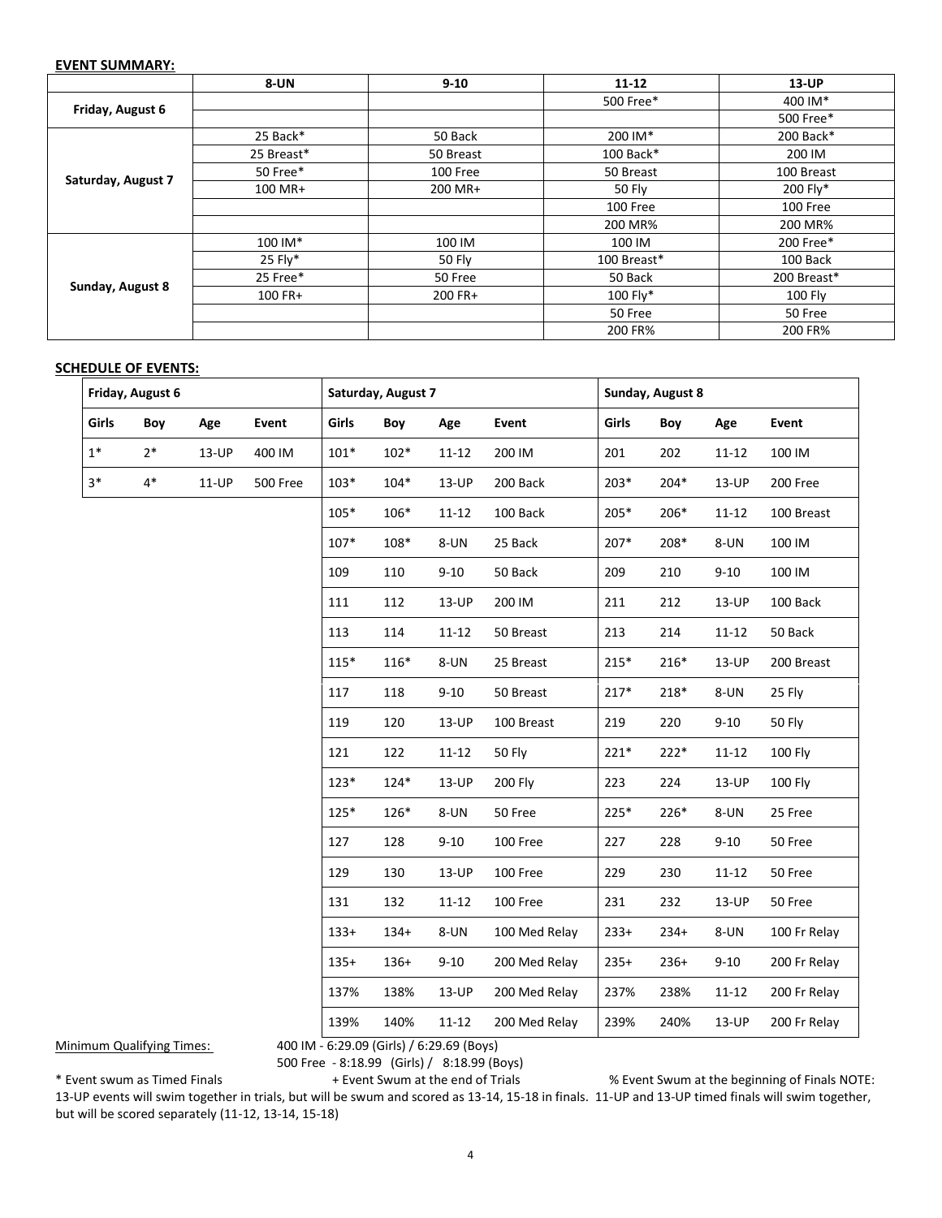**EVENT SUMMARY:**

| | 8-UN | 9-10 | 11-12 | 13-UP |
|---|---|---|---|---|
| Friday, August 6 | | | 500 Free* | 400 IM* |
| | | | | 500 Free* |
| Saturday, August 7 | 25 Back* | 50 Back | 200 IM* | 200 Back* |
| | 25 Breast* | 50 Breast | 100 Back* | 200 IM |
| | 50 Free* | 100 Free | 50 Breast | 100 Breast |
| | 100 MR+ | 200 MR+ | 50 Fly | 200 Fly* |
| | | | 100 Free | 100 Free |
| | | | 200 MR% | 200 MR% |
| Sunday, August 8 | 100 IM* | 100 IM | 100 IM | 200 Free* |
| | 25 Fly* | 50 Fly | 100 Breast* | 100 Back |
| | 25 Free* | 50 Free | 50 Back | 200 Breast* |
| | 100 FR+ | 200 FR+ | 100 Fly* | 100 Fly |
| | | | 50 Free | 50 Free |
| | | | 200 FR% | 200 FR% |

**SCHEDULE OF EVENTS:**

| Friday, August 6 | | | | Saturday, August 7 | | | | Sunday, August 8 | | | |
|---|---|---|---|---|---|---|---|---|---|---|---|
| Girls | Boy | Age | Event | Girls | Boy | Age | Event | Girls | Boy | Age | Event |
| 1* | 2* | 13-UP | 400 IM | 101* | 102* | 11-12 | 200 IM | 201 | 202 | 11-12 | 100 IM |
| 3* | 4* | 11-UP | 500 Free | 103* | 104* | 13-UP | 200 Back | 203* | 204* | 13-UP | 200 Free |
| | | | | 105* | 106* | 11-12 | 100 Back | 205* | 206* | 11-12 | 100 Breast |
| | | | | 107* | 108* | 8-UN | 25 Back | 207* | 208* | 8-UN | 100 IM |
| | | | | 109 | 110 | 9-10 | 50 Back | 209 | 210 | 9-10 | 100 IM |
| | | | | 111 | 112 | 13-UP | 200 IM | 211 | 212 | 13-UP | 100 Back |
| | | | | 113 | 114 | 11-12 | 50 Breast | 213 | 214 | 11-12 | 50 Back |
| | | | | 115* | 116* | 8-UN | 25 Breast | 215* | 216* | 13-UP | 200 Breast |
| | | | | 117 | 118 | 9-10 | 50 Breast | 217* | 218* | 8-UN | 25 Fly |
| | | | | 119 | 120 | 13-UP | 100 Breast | 219 | 220 | 9-10 | 50 Fly |
| | | | | 121 | 122 | 11-12 | 50 Fly | 221* | 222* | 11-12 | 100 Fly |
| | | | | 123* | 124* | 13-UP | 200 Fly | 223 | 224 | 13-UP | 100 Fly |
| | | | | 125* | 126* | 8-UN | 50 Free | 225* | 226* | 8-UN | 25 Free |
| | | | | 127 | 128 | 9-10 | 100 Free | 227 | 228 | 9-10 | 50 Free |
| | | | | 129 | 130 | 13-UP | 100 Free | 229 | 230 | 11-12 | 50 Free |
| | | | | 131 | 132 | 11-12 | 100 Free | 231 | 232 | 13-UP | 50 Free |
| | | | | 133+ | 134+ | 8-UN | 100 Med Relay | 233+ | 234+ | 8-UN | 100 Fr Relay |
| | | | | 135+ | 136+ | 9-10 | 200 Med Relay | 235+ | 236+ | 9-10 | 200 Fr Relay |
| | | | | 137% | 138% | 13-UP | 200 Med Relay | 237% | 238% | 11-12 | 200 Fr Relay |
| | | | | 139% | 140% | 11-12 | 200 Med Relay | 239% | 240% | 13-UP | 200 Fr Relay |

Minimum Qualifying Times: 400 IM - 6:29.09 (Girls) / 6:29.69 (Boys)
500 Free - 8:18.99 (Girls) / 8:18.99 (Boys)

* Event swum as Timed Finals + Event Swum at the end of Trials % Event Swum at the beginning of Finals NOTE: 13-UP events will swim together in trials, but will be swum and scored as 13-14, 15-18 in finals. 11-UP and 13-UP timed finals will swim together, but will be scored separately (11-12, 13-14, 15-18)